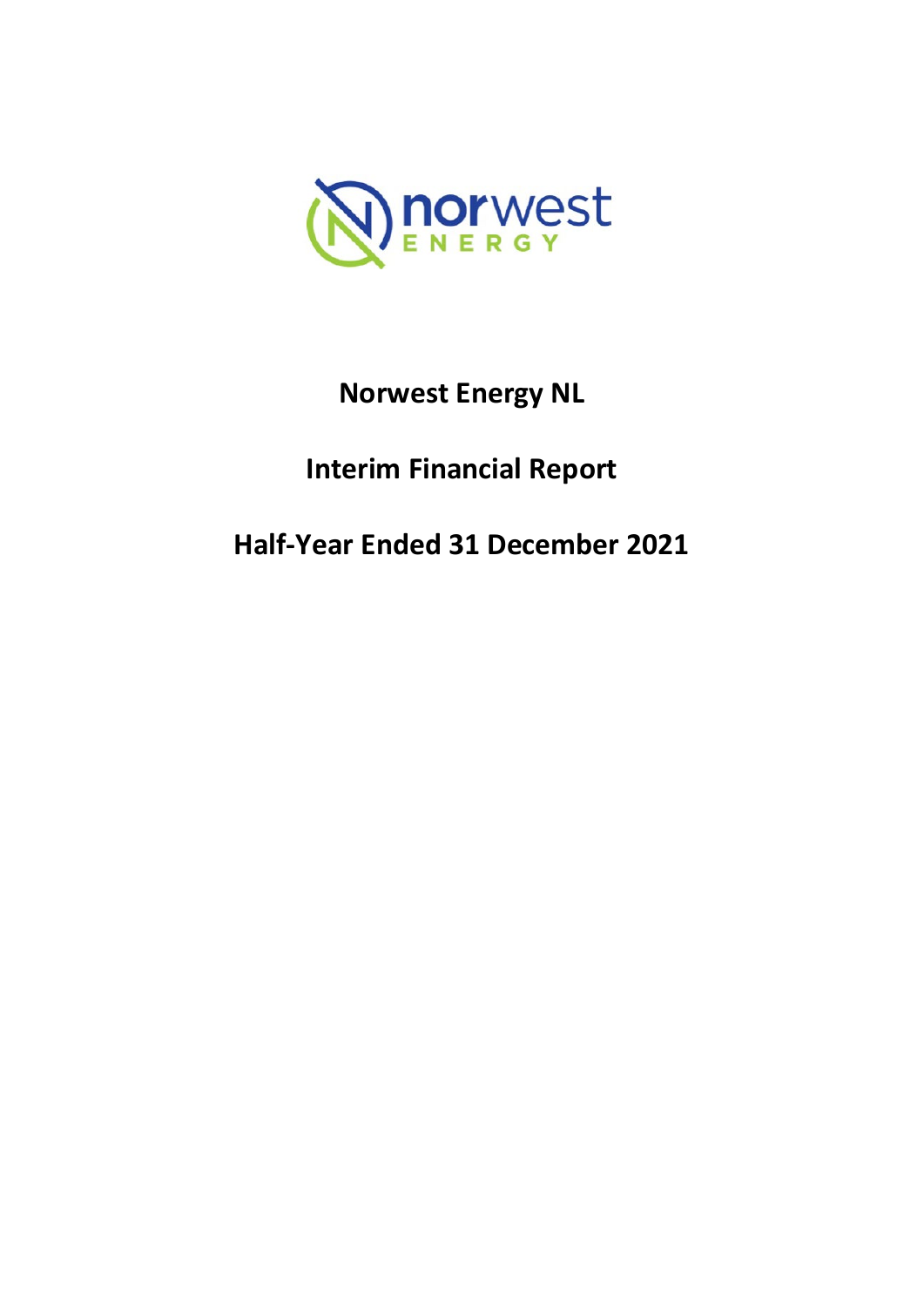# Norwest Energy NL

## Interim Financial Report

## Half-Year Ended 31 December 2021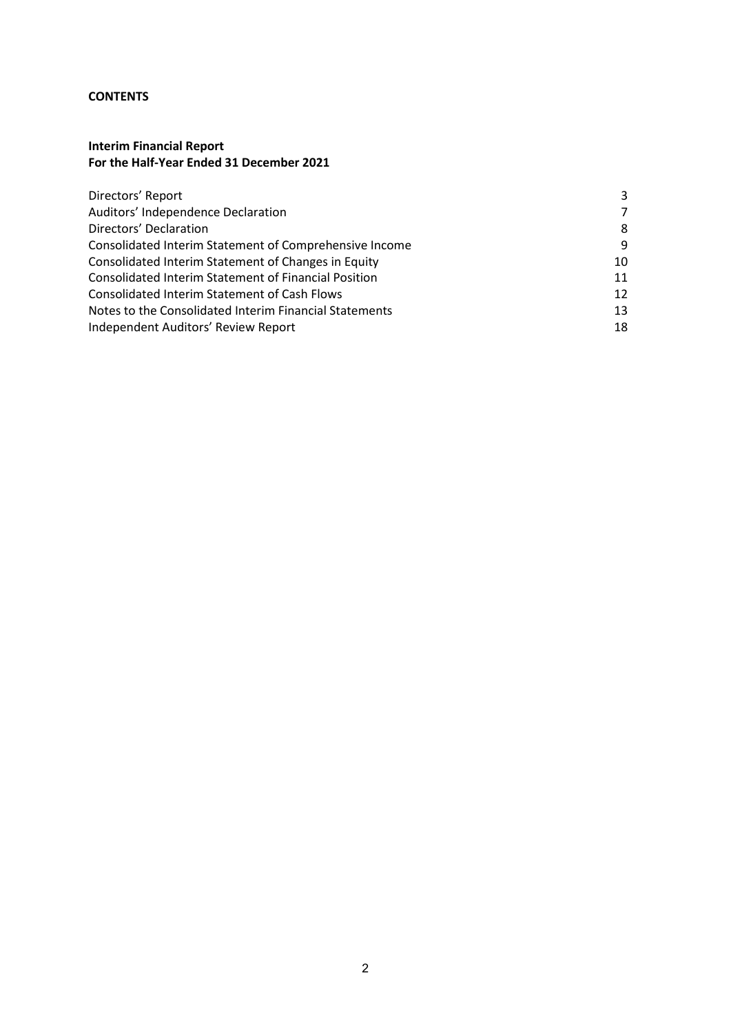**CONTENTS**

**Interim Financial Report**
**For the Half-Year Ended 31 December 2021**

| | |
|---|---|
| Directors' Report | 3 |
| Auditors' Independence Declaration | 7 |
| Directors' Declaration | 8 |
| Consolidated Interim Statement of Comprehensive Income | 9 |
| Consolidated Interim Statement of Changes in Equity | 10 |
| Consolidated Interim Statement of Financial Position | 11 |
| Consolidated Interim Statement of Cash Flows | 12 |
| Notes to the Consolidated Interim Financial Statements | 13 |
| Independent Auditors' Review Report | 18 |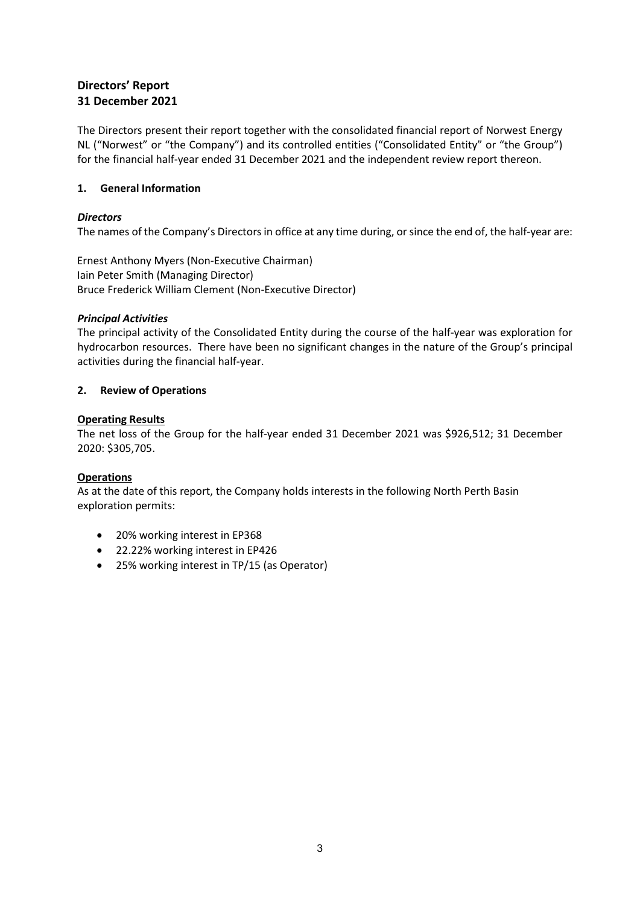# Directors' Report
# 31 December 2021

The Directors present their report together with the consolidated financial report of Norwest Energy NL ("Norwest" or "the Company") and its controlled entities ("Consolidated Entity" or "the Group") for the financial half-year ended 31 December 2021 and the independent review report thereon.

## 1. General Information

### *Directors*

The names of the Company's Directors in office at any time during, or since the end of, the half-year are:

Ernest Anthony Myers (Non-Executive Chairman)
Iain Peter Smith (Managing Director)
Bruce Frederick William Clement (Non-Executive Director)

### *Principal Activities*

The principal activity of the Consolidated Entity during the course of the half-year was exploration for hydrocarbon resources. There have been no significant changes in the nature of the Group's principal activities during the financial half-year.

## 2. Review of Operations

### Operating Results

The net loss of the Group for the half-year ended 31 December 2021 was $926,512; 31 December 2020: $305,705.

### Operations

As at the date of this report, the Company holds interests in the following North Perth Basin exploration permits:

- 20% working interest in EP368
- 22.22% working interest in EP426
- 25% working interest in TP/15 (as Operator)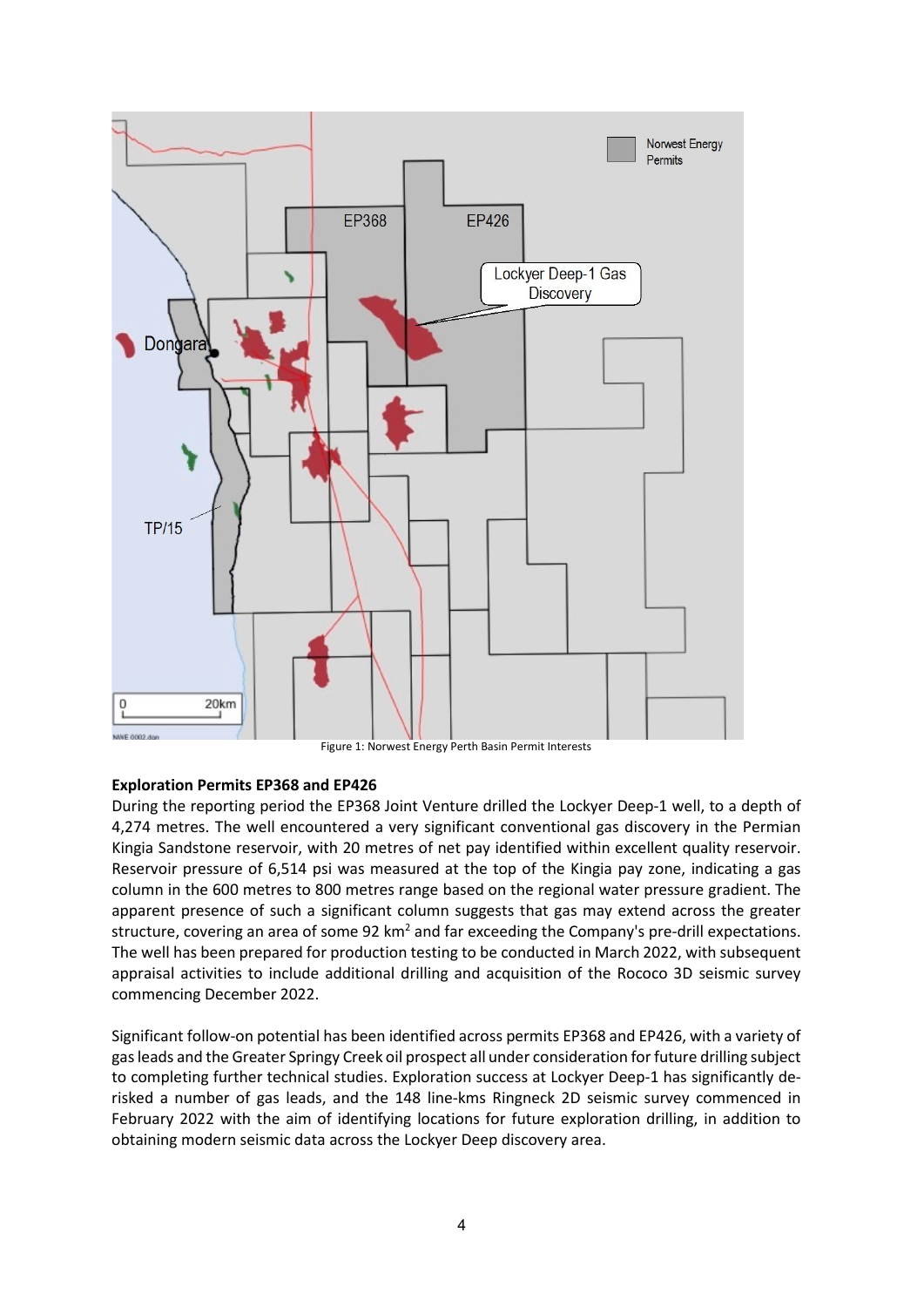Figure 1: Norwest Energy Perth Basin Permit Interests

**Exploration Permits EP368 and EP426**

During the reporting period the EP368 Joint Venture drilled the Lockyer Deep-1 well, to a depth of 4,274 metres. The well encountered a very significant conventional gas discovery in the Permian Kingia Sandstone reservoir, with 20 metres of net pay identified within excellent quality reservoir. Reservoir pressure of 6,514 psi was measured at the top of the Kingia pay zone, indicating a gas column in the 600 metres to 800 metres range based on the regional water pressure gradient. The apparent presence of such a significant column suggests that gas may extend across the greater structure, covering an area of some 92 km$^2$ and far exceeding the Company's pre-drill expectations. The well has been prepared for production testing to be conducted in March 2022, with subsequent appraisal activities to include additional drilling and acquisition of the Rococo 3D seismic survey commencing December 2022.

Significant follow-on potential has been identified across permits EP368 and EP426, with a variety of gas leads and the Greater Springy Creek oil prospect all under consideration for future drilling subject to completing further technical studies. Exploration success at Lockyer Deep-1 has significantly de-risked a number of gas leads, and the 148 line-kms Ringneck 2D seismic survey commenced in February 2022 with the aim of identifying locations for future exploration drilling, in addition to obtaining modern seismic data across the Lockyer Deep discovery area.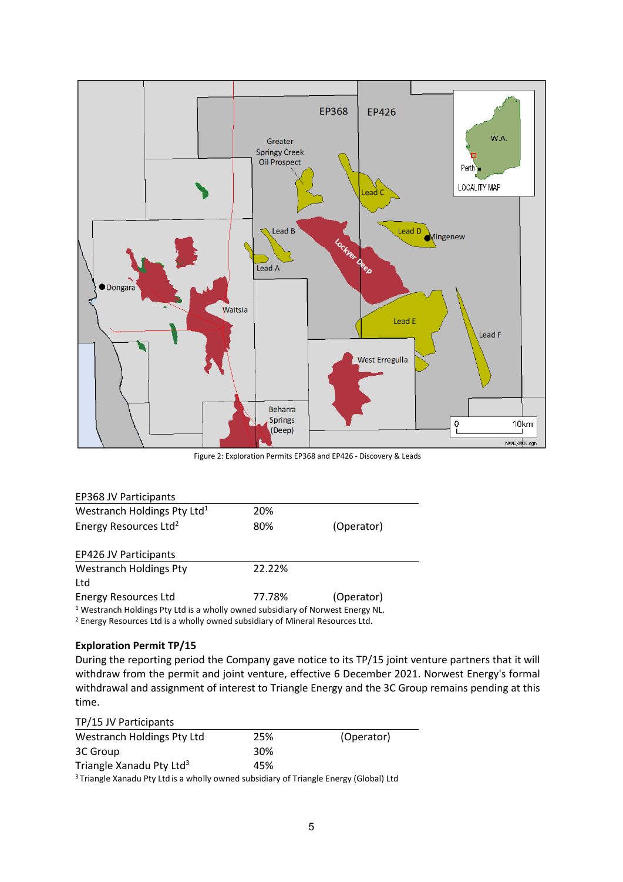Figure 2: Exploration Permits EP368 and EP426 - Discovery & Leads

| EP368 JV Participants | | |
|---|---|---|
| Westranch Holdings Pty Ltd[1] | 20% | |
| Energy Resources Ltd[2] | 80% | (Operator) |

| EP426 JV Participants | | |
|---|---|---|
| Westranch Holdings Pty Ltd | 22.22% | |
| Energy Resources Ltd | 77.78% | (Operator) |

[1] Westranch Holdings Pty Ltd is a wholly owned subsidiary of Norwest Energy NL.
[2] Energy Resources Ltd is a wholly owned subsidiary of Mineral Resources Ltd.

**Exploration Permit TP/15**

During the reporting period the Company gave notice to its TP/15 joint venture partners that it will withdraw from the permit and joint venture, effective 6 December 2021. Norwest Energy's formal withdrawal and assignment of interest to Triangle Energy and the 3C Group remains pending at this time.

| TP/15 JV Participants | | |
|---|---|---|
| Westranch Holdings Pty Ltd | 25% | (Operator) |
| 3C Group | 30% | |
| Triangle Xanadu Pty Ltd[3] | 45% | |

[3] Triangle Xanadu Pty Ltd is a wholly owned subsidiary of Triangle Energy (Global) Ltd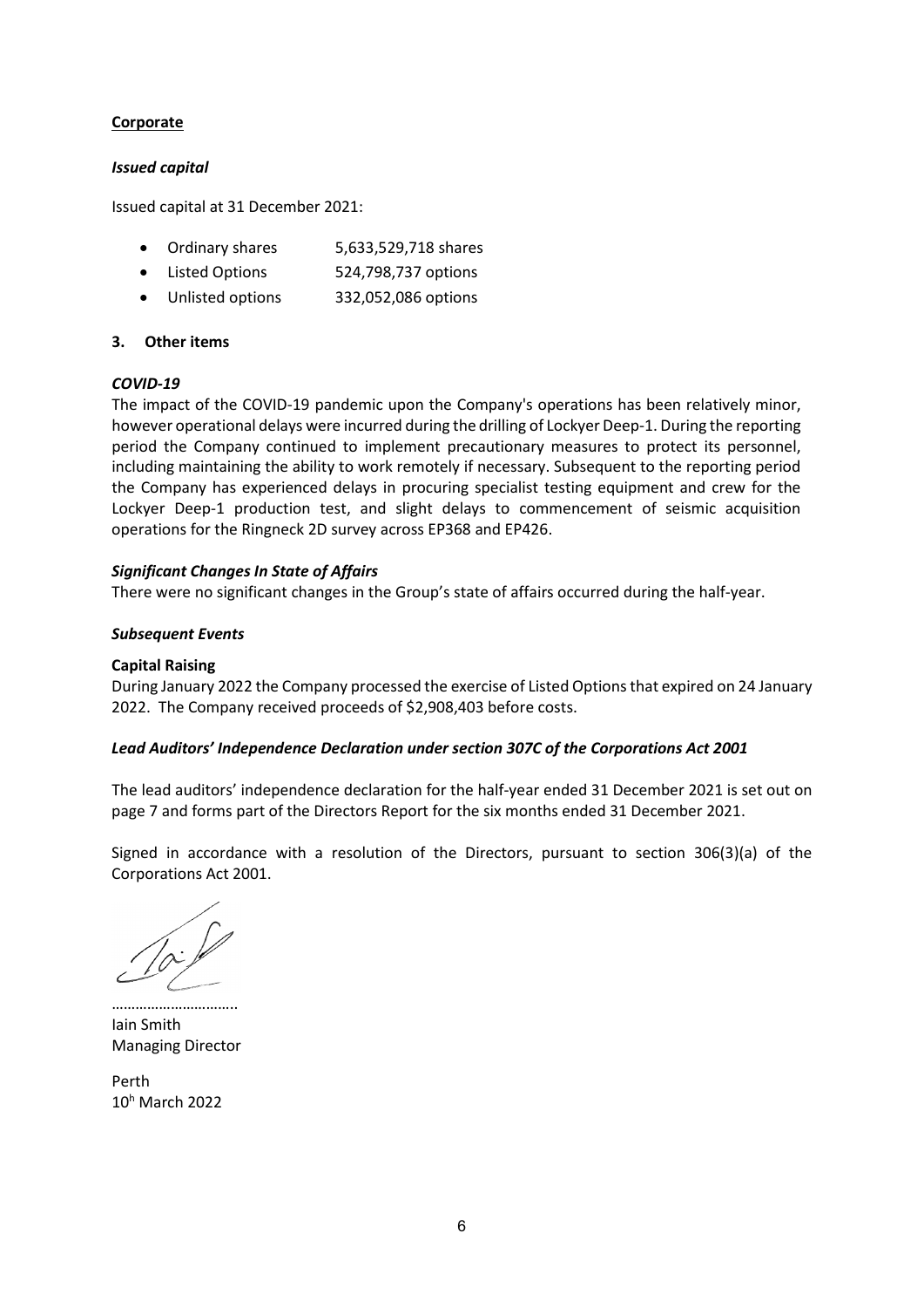**Corporate**

***Issued capital***

Issued capital at 31 December 2021:

- Ordinary shares 5,633,529,718 shares
- Listed Options 524,798,737 options
- Unlisted options 332,052,086 options

## 3. Other items

***COVID-19***

The impact of the COVID-19 pandemic upon the Company's operations has been relatively minor, however operational delays were incurred during the drilling of Lockyer Deep-1. During the reporting period the Company continued to implement precautionary measures to protect its personnel, including maintaining the ability to work remotely if necessary. Subsequent to the reporting period the Company has experienced delays in procuring specialist testing equipment and crew for the Lockyer Deep-1 production test, and slight delays to commencement of seismic acquisition operations for the Ringneck 2D survey across EP368 and EP426.

***Significant Changes In State of Affairs***

There were no significant changes in the Group's state of affairs occurred during the half-year.

***Subsequent Events***

**Capital Raising**

During January 2022 the Company processed the exercise of Listed Options that expired on 24 January 2022. The Company received proceeds of $2,908,403 before costs.

***Lead Auditors' Independence Declaration under section 307C of the Corporations Act 2001***

The lead auditors' independence declaration for the half-year ended 31 December 2021 is set out on page 7 and forms part of the Directors Report for the six months ended 31 December 2021.

Signed in accordance with a resolution of the Directors, pursuant to section 306(3)(a) of the Corporations Act 2001.

…………………………..

Iain Smith
Managing Director

Perth
10h March 2022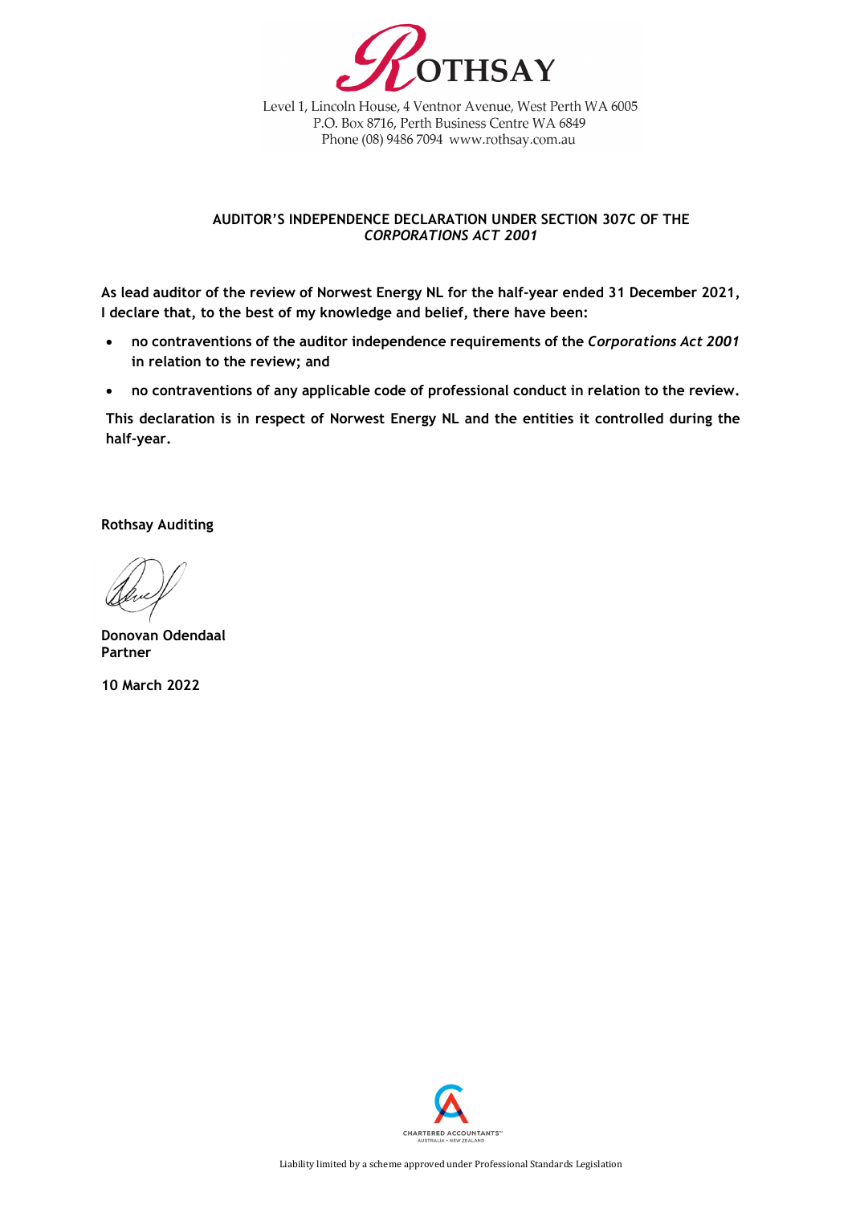ROTHSAY

Level 1, Lincoln House, 4 Ventnor Avenue, West Perth WA 6005
P.O. Box 8716, Perth Business Centre WA 6849
Phone (08) 9486 7094 www.rothsay.com.au

**AUDITOR'S INDEPENDENCE DECLARATION UNDER SECTION 307C OF THE *CORPORATIONS ACT 2001***

**As lead auditor of the review of Norwest Energy NL for the half-year ended 31 December 2021, I declare that, to the best of my knowledge and belief, there have been:**

- **no contraventions of the auditor independence requirements of the *Corporations Act 2001* in relation to the review; and**
- **no contraventions of any applicable code of professional conduct in relation to the review.**

**This declaration is in respect of Norwest Energy NL and the entities it controlled during the half-year.**

**Rothsay Auditing**

**Donovan Odendaal**
**Partner**

**10 March 2022**

CHARTERED ACCOUNTANTS AUSTRALIA • NEW ZEALAND

Liability limited by a scheme approved under Professional Standards Legislation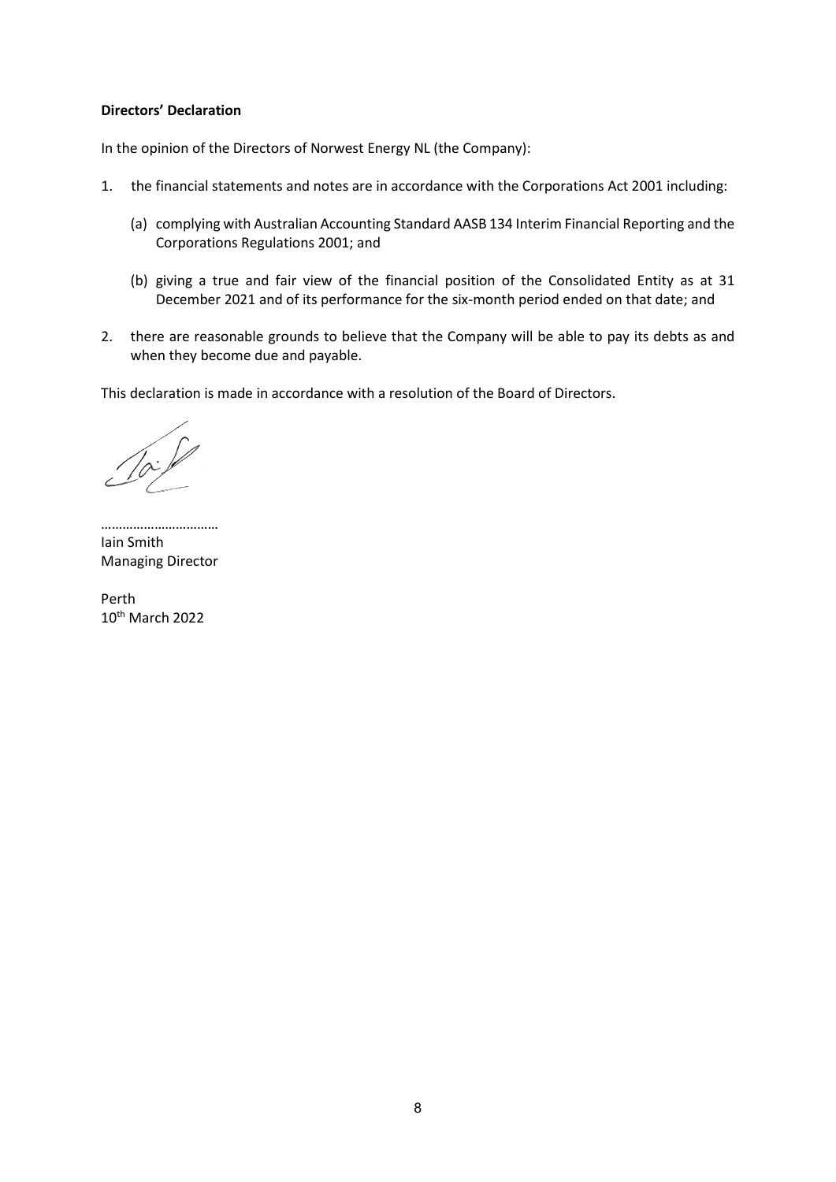**Directors' Declaration**

In the opinion of the Directors of Norwest Energy NL (the Company):

1. the financial statements and notes are in accordance with the Corporations Act 2001 including:

   (a) complying with Australian Accounting Standard AASB 134 Interim Financial Reporting and the Corporations Regulations 2001; and

   (b) giving a true and fair view of the financial position of the Consolidated Entity as at 31 December 2021 and of its performance for the six-month period ended on that date; and

2. there are reasonable grounds to believe that the Company will be able to pay its debts as and when they become due and payable.

This declaration is made in accordance with a resolution of the Board of Directors.

……………………………
Iain Smith
Managing Director

Perth
10th March 2022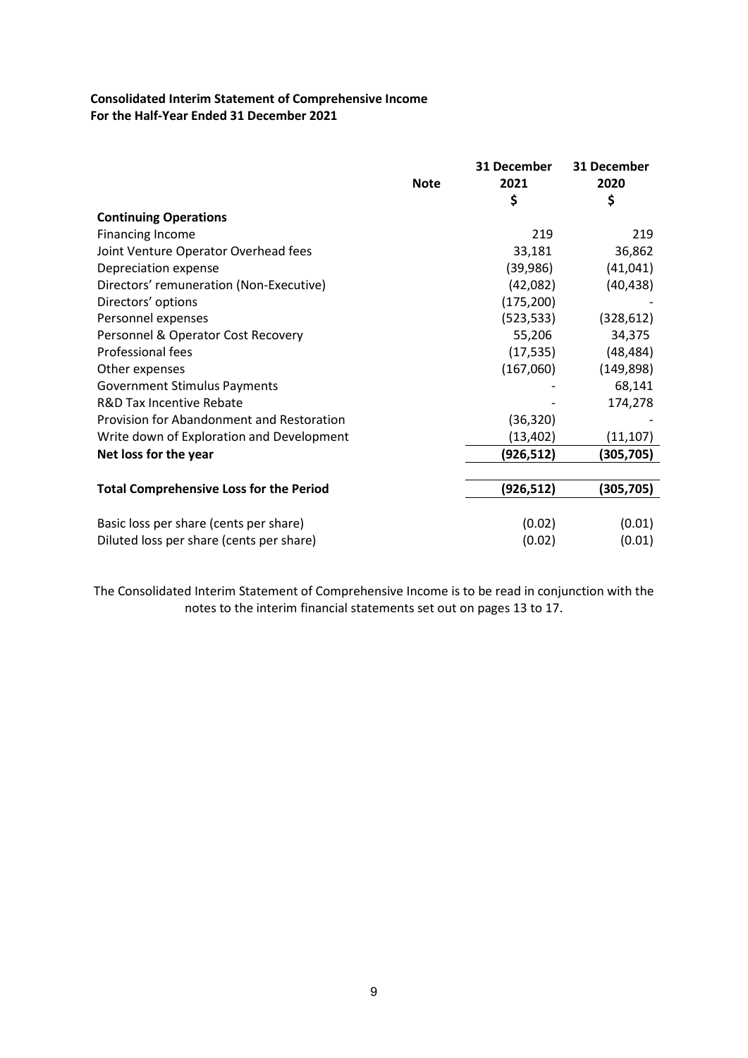**Consolidated Interim Statement of Comprehensive Income**
**For the Half-Year Ended 31 December 2021**

| | Note | 31 December 2021 $ | 31 December 2020 $ |
|---|---|---|---|
| **Continuing Operations** | | | |
| Financing Income | | 219 | 219 |
| Joint Venture Operator Overhead fees | | 33,181 | 36,862 |
| Depreciation expense | | (39,986) | (41,041) |
| Directors' remuneration (Non-Executive) | | (42,082) | (40,438) |
| Directors' options | | (175,200) | - |
| Personnel expenses | | (523,533) | (328,612) |
| Personnel & Operator Cost Recovery | | 55,206 | 34,375 |
| Professional fees | | (17,535) | (48,484) |
| Other expenses | | (167,060) | (149,898) |
| Government Stimulus Payments | | - | 68,141 |
| R&D Tax Incentive Rebate | | - | 174,278 |
| Provision for Abandonment and Restoration | | (36,320) | - |
| Write down of Exploration and Development | | (13,402) | (11,107) |
| **Net loss for the year** | | **(926,512)** | **(305,705)** |
| **Total Comprehensive Loss for the Period** | | **(926,512)** | **(305,705)** |
| Basic loss per share (cents per share) | | (0.02) | (0.01) |
| Diluted loss per share (cents per share) | | (0.02) | (0.01) |

The Consolidated Interim Statement of Comprehensive Income is to be read in conjunction with the notes to the interim financial statements set out on pages 13 to 17.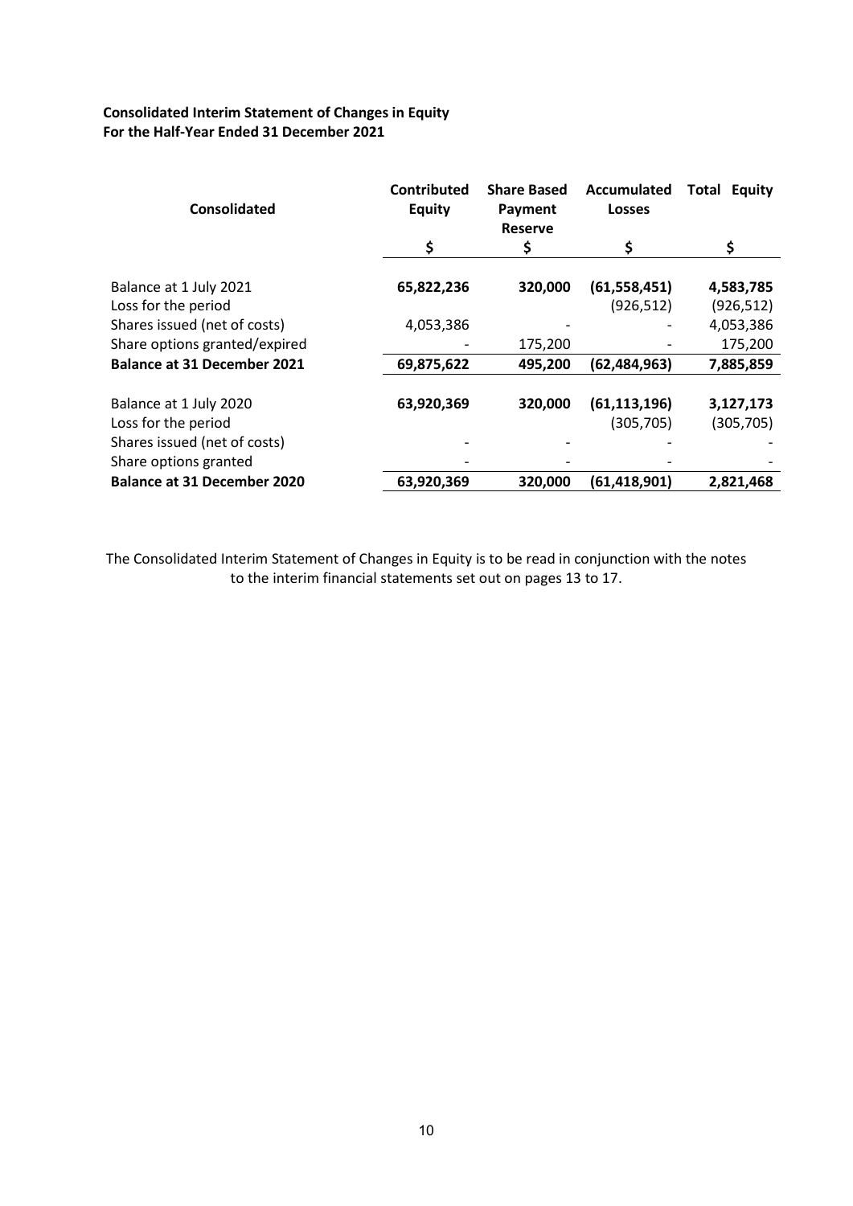**Consolidated Interim Statement of Changes in Equity**
**For the Half-Year Ended 31 December 2021**

| Consolidated | Contributed Equity | Share Based Payment Reserve | Accumulated Losses | Total Equity |
|---|---|---|---|---|
| | \$ | \$ | \$ | \$ |
| Balance at 1 July 2021 | **65,822,236** | **320,000** | **(61,558,451)** | **4,583,785** |
| Loss for the period | | | (926,512) | (926,512) |
| Shares issued (net of costs) | 4,053,386 | - | - | 4,053,386 |
| Share options granted/expired | - | 175,200 | - | 175,200 |
| **Balance at 31 December 2021** | **69,875,622** | **495,200** | **(62,484,963)** | **7,885,859** |
| | | | | |
| Balance at 1 July 2020 | **63,920,369** | **320,000** | **(61,113,196)** | **3,127,173** |
| Loss for the period | | | (305,705) | (305,705) |
| Shares issued (net of costs) | - | - | - | - |
| Share options granted | - | - | - | - |
| **Balance at 31 December 2020** | **63,920,369** | **320,000** | **(61,418,901)** | **2,821,468** |

The Consolidated Interim Statement of Changes in Equity is to be read in conjunction with the notes to the interim financial statements set out on pages 13 to 17.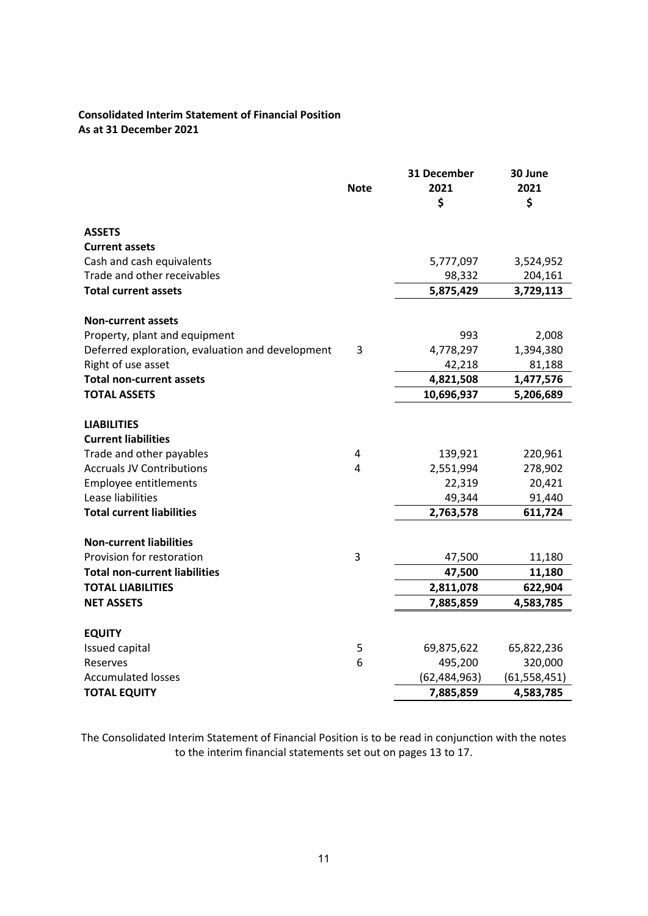**Consolidated Interim Statement of Financial Position**
**As at 31 December 2021**

| | Note | 31 December 2021 $ | 30 June 2021 $ |
|---|---|---|---|
| **ASSETS** | | | |
| **Current assets** | | | |
| Cash and cash equivalents | | 5,777,097 | 3,524,952 |
| Trade and other receivables | | 98,332 | 204,161 |
| **Total current assets** | | **5,875,429** | **3,729,113** |
| | | | |
| **Non-current assets** | | | |
| Property, plant and equipment | | 993 | 2,008 |
| Deferred exploration, evaluation and development | 3 | 4,778,297 | 1,394,380 |
| Right of use asset | | 42,218 | 81,188 |
| **Total non-current assets** | | **4,821,508** | **1,477,576** |
| **TOTAL ASSETS** | | **10,696,937** | **5,206,689** |
| | | | |
| **LIABILITIES** | | | |
| **Current liabilities** | | | |
| Trade and other payables | 4 | 139,921 | 220,961 |
| Accruals JV Contributions | 4 | 2,551,994 | 278,902 |
| Employee entitlements | | 22,319 | 20,421 |
| Lease liabilities | | 49,344 | 91,440 |
| **Total current liabilities** | | **2,763,578** | **611,724** |
| | | | |
| **Non-current liabilities** | | | |
| Provision for restoration | 3 | 47,500 | 11,180 |
| **Total non-current liabilities** | | **47,500** | **11,180** |
| **TOTAL LIABILITIES** | | **2,811,078** | **622,904** |
| **NET ASSETS** | | **7,885,859** | **4,583,785** |
| | | | |
| **EQUITY** | | | |
| Issued capital | 5 | 69,875,622 | 65,822,236 |
| Reserves | 6 | 495,200 | 320,000 |
| Accumulated losses | | (62,484,963) | (61,558,451) |
| **TOTAL EQUITY** | | **7,885,859** | **4,583,785** |

The Consolidated Interim Statement of Financial Position is to be read in conjunction with the notes to the interim financial statements set out on pages 13 to 17.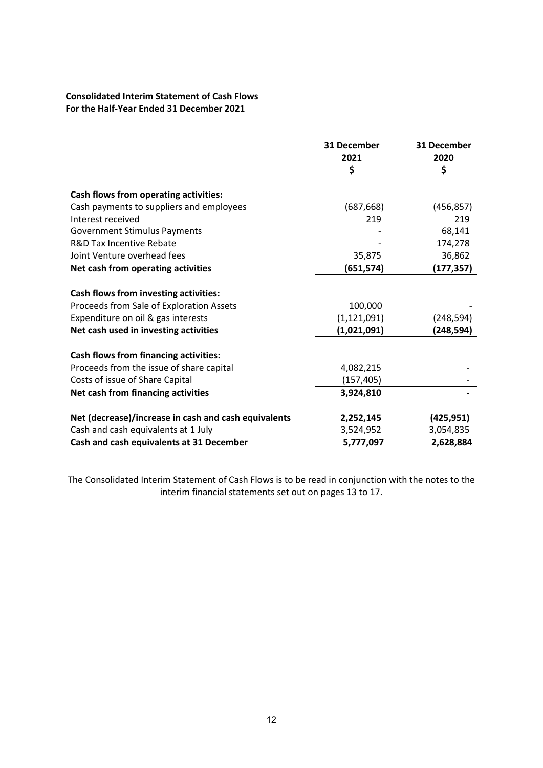**Consolidated Interim Statement of Cash Flows**
**For the Half-Year Ended 31 December 2021**

| | 31 December 2021 $ | 31 December 2020 $ |
|---|---|---|
| **Cash flows from operating activities:** | | |
| Cash payments to suppliers and employees | (687,668) | (456,857) |
| Interest received | 219 | 219 |
| Government Stimulus Payments | - | 68,141 |
| R&D Tax Incentive Rebate | - | 174,278 |
| Joint Venture overhead fees | 35,875 | 36,862 |
| **Net cash from operating activities** | **(651,574)** | **(177,357)** |
| **Cash flows from investing activities:** | | |
| Proceeds from Sale of Exploration Assets | 100,000 | - |
| Expenditure on oil & gas interests | (1,121,091) | (248,594) |
| **Net cash used in investing activities** | **(1,021,091)** | **(248,594)** |
| **Cash flows from financing activities:** | | |
| Proceeds from the issue of share capital | 4,082,215 | - |
| Costs of issue of Share Capital | (157,405) | - |
| **Net cash from financing activities** | **3,924,810** | **-** |
| **Net (decrease)/increase in cash and cash equivalents** | **2,252,145** | **(425,951)** |
| Cash and cash equivalents at 1 July | 3,524,952 | 3,054,835 |
| **Cash and cash equivalents at 31 December** | **5,777,097** | **2,628,884** |

The Consolidated Interim Statement of Cash Flows is to be read in conjunction with the notes to the interim financial statements set out on pages 13 to 17.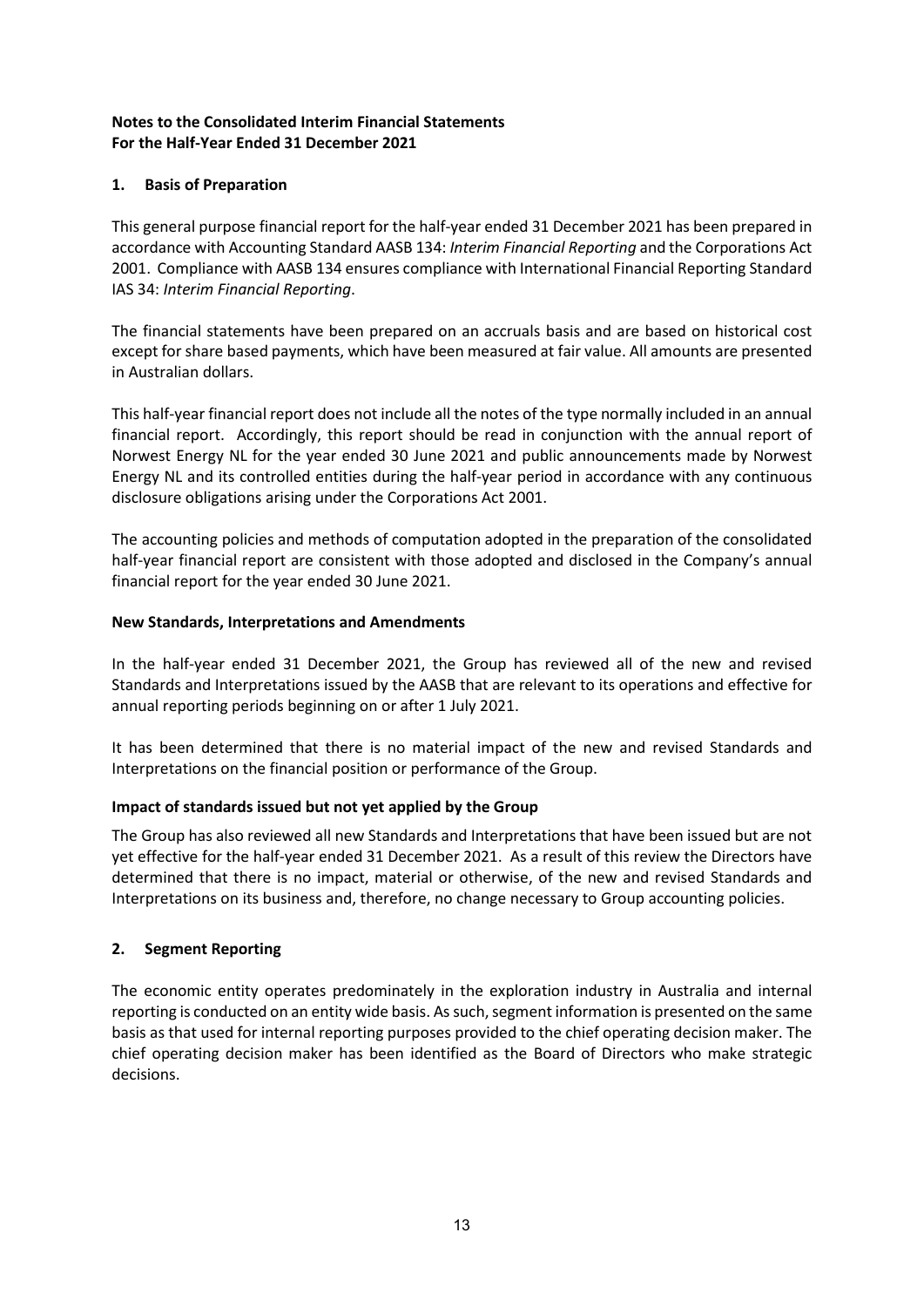**Notes to the Consolidated Interim Financial Statements**
**For the Half-Year Ended 31 December 2021**

## 1. Basis of Preparation

This general purpose financial report for the half-year ended 31 December 2021 has been prepared in accordance with Accounting Standard AASB 134: *Interim Financial Reporting* and the Corporations Act 2001. Compliance with AASB 134 ensures compliance with International Financial Reporting Standard IAS 34: *Interim Financial Reporting*.

The financial statements have been prepared on an accruals basis and are based on historical cost except for share based payments, which have been measured at fair value. All amounts are presented in Australian dollars.

This half-year financial report does not include all the notes of the type normally included in an annual financial report. Accordingly, this report should be read in conjunction with the annual report of Norwest Energy NL for the year ended 30 June 2021 and public announcements made by Norwest Energy NL and its controlled entities during the half-year period in accordance with any continuous disclosure obligations arising under the Corporations Act 2001.

The accounting policies and methods of computation adopted in the preparation of the consolidated half-year financial report are consistent with those adopted and disclosed in the Company's annual financial report for the year ended 30 June 2021.

### New Standards, Interpretations and Amendments

In the half-year ended 31 December 2021, the Group has reviewed all of the new and revised Standards and Interpretations issued by the AASB that are relevant to its operations and effective for annual reporting periods beginning on or after 1 July 2021.

It has been determined that there is no material impact of the new and revised Standards and Interpretations on the financial position or performance of the Group.

### Impact of standards issued but not yet applied by the Group

The Group has also reviewed all new Standards and Interpretations that have been issued but are not yet effective for the half-year ended 31 December 2021. As a result of this review the Directors have determined that there is no impact, material or otherwise, of the new and revised Standards and Interpretations on its business and, therefore, no change necessary to Group accounting policies.

## 2. Segment Reporting

The economic entity operates predominately in the exploration industry in Australia and internal reporting is conducted on an entity wide basis. As such, segment information is presented on the same basis as that used for internal reporting purposes provided to the chief operating decision maker. The chief operating decision maker has been identified as the Board of Directors who make strategic decisions.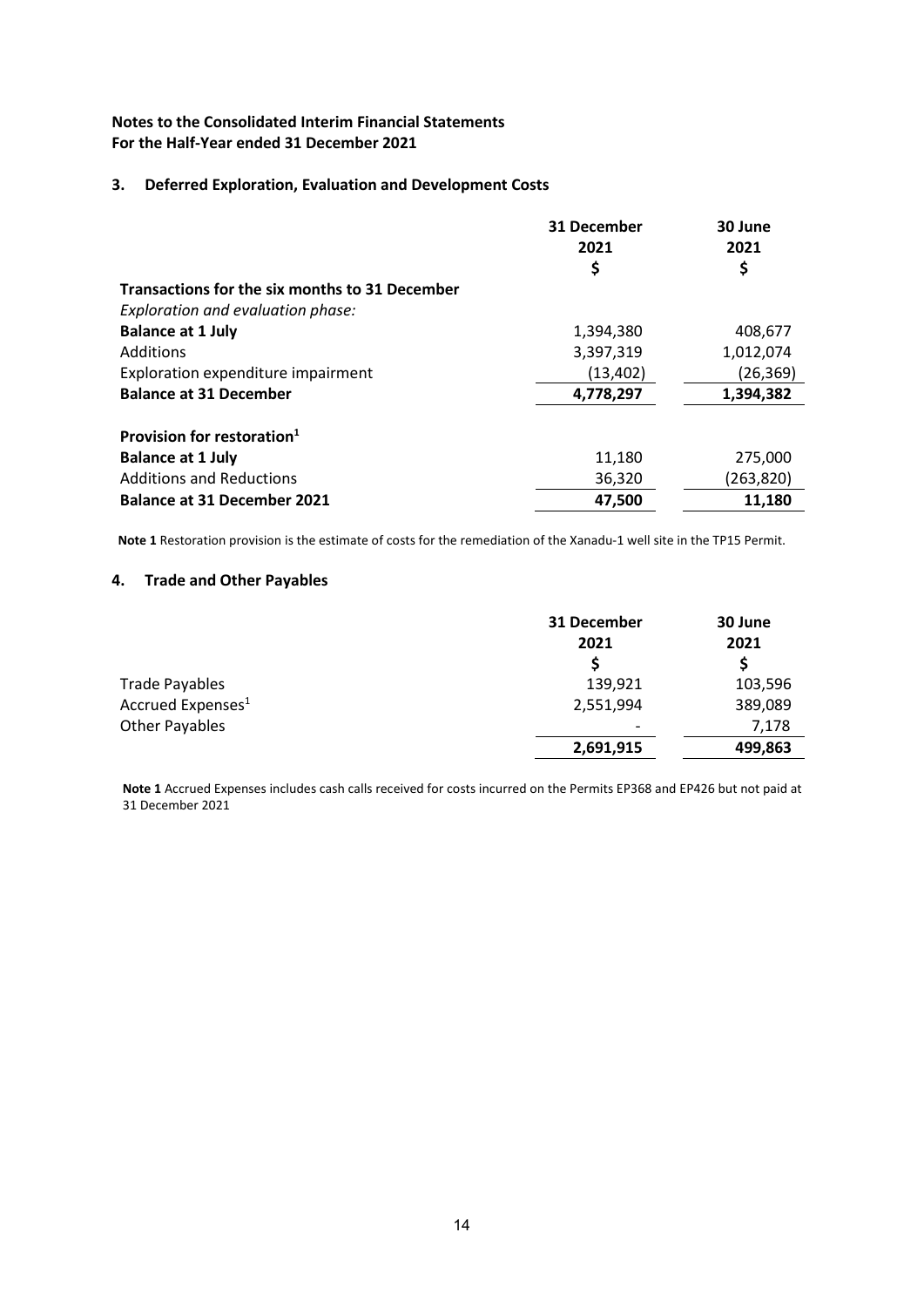**Notes to the Consolidated Interim Financial Statements**
**For the Half-Year ended 31 December 2021**

## 3. Deferred Exploration, Evaluation and Development Costs

| | 31 December 2021 $ | 30 June 2021 $ |
|---|---|---|
| **Transactions for the six months to 31 December** | | |
| *Exploration and evaluation phase:* | | |
| **Balance at 1 July** | 1,394,380 | 408,677 |
| Additions | 3,397,319 | 1,012,074 |
| Exploration expenditure impairment | (13,402) | (26,369) |
| **Balance at 31 December** | **4,778,297** | **1,394,382** |
| | | |
| **Provision for restoration[1]** | | |
| **Balance at 1 July** | 11,180 | 275,000 |
| Additions and Reductions | 36,320 | (263,820) |
| **Balance at 31 December 2021** | **47,500** | **11,180** |

**Note 1** Restoration provision is the estimate of costs for the remediation of the Xanadu-1 well site in the TP15 Permit.

## 4. Trade and Other Payables

| | 31 December 2021 $ | 30 June 2021 $ |
|---|---|---|
| Trade Payables | 139,921 | 103,596 |
| Accrued Expenses[1] | 2,551,994 | 389,089 |
| Other Payables | - | 7,178 |
| | **2,691,915** | **499,863** |

**Note 1** Accrued Expenses includes cash calls received for costs incurred on the Permits EP368 and EP426 but not paid at 31 December 2021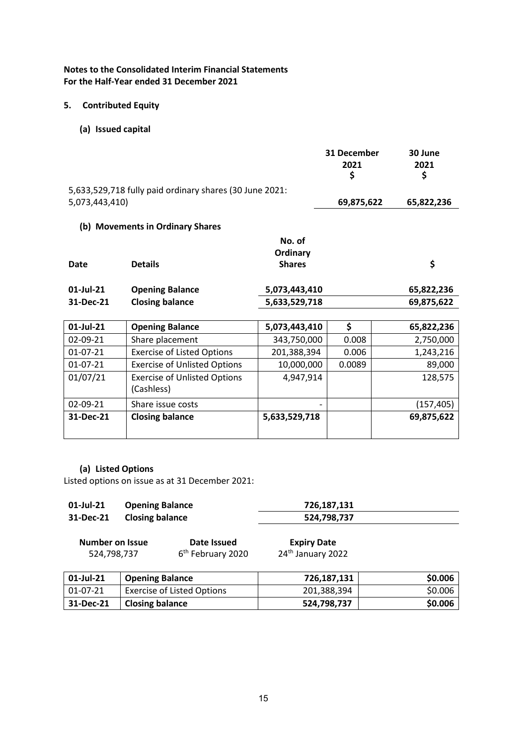**Notes to the Consolidated Interim Financial Statements**
**For the Half-Year ended 31 December 2021**

## 5. Contributed Equity

### (a) Issued capital

| | 31 December 2021 $ | 30 June 2021 $ |
|---|---|---|
| 5,633,529,718 fully paid ordinary shares (30 June 2021: 5,073,443,410) | **69,875,622** | **65,822,236** |

### (b) Movements in Ordinary Shares

| Date | Details | No. of Ordinary Shares | $ |
|---|---|---|---|
| **01-Jul-21** | **Opening Balance** | **5,073,443,410** | **65,822,236** |
| **31-Dec-21** | **Closing balance** | **5,633,529,718** | **69,875,622** |

| **01-Jul-21** | **Opening Balance** | **5,073,443,410** | **$** | **65,822,236** |
|---|---|---|---|---|
| 02-09-21 | Share placement | 343,750,000 | 0.008 | 2,750,000 |
| 01-07-21 | Exercise of Listed Options | 201,388,394 | 0.006 | 1,243,216 |
| 01-07-21 | Exercise of Unlisted Options | 10,000,000 | 0.0089 | 89,000 |
| 01/07/21 | Exercise of Unlisted Options (Cashless) | 4,947,914 | | 128,575 |
| 02-09-21 | Share issue costs | - | | (157,405) |
| **31-Dec-21** | **Closing balance** | **5,633,529,718** | | **69,875,622** |

### (a) Listed Options

Listed options on issue as at 31 December 2021:

| | | |
|---|---|---|
| **01-Jul-21** | **Opening Balance** | **726,187,131** |
| **31-Dec-21** | **Closing balance** | **524,798,737** |

| Number on Issue | Date Issued | Expiry Date |
|---|---|---|
| 524,798,737 | 6th February 2020 | 24th January 2022 |

| **01-Jul-21** | **Opening Balance** | **726,187,131** | **$0.006** |
|---|---|---|---|
| 01-07-21 | Exercise of Listed Options | 201,388,394 | $0.006 |
| **31-Dec-21** | **Closing balance** | **524,798,737** | **$0.006** |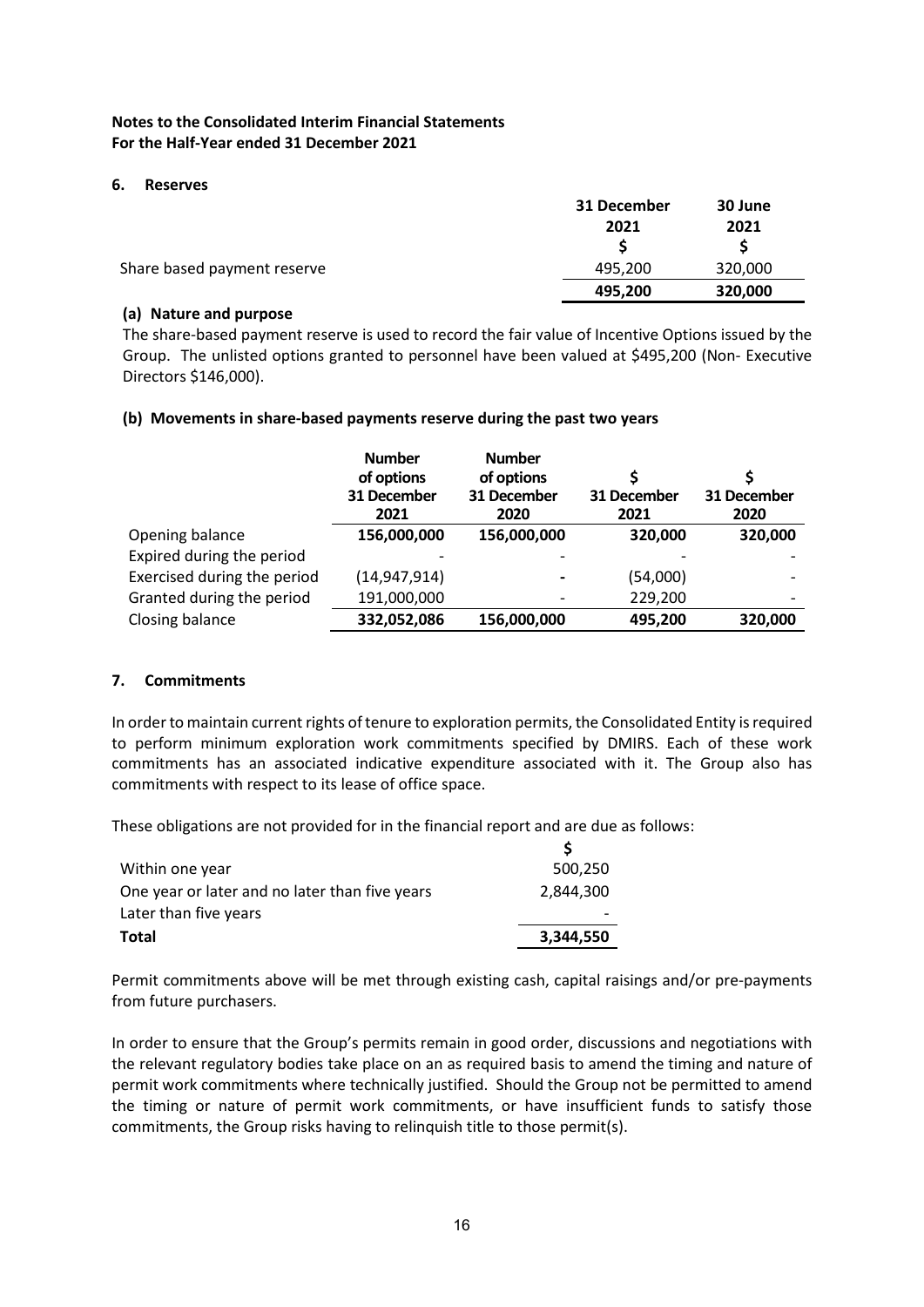**Notes to the Consolidated Interim Financial Statements**
**For the Half-Year ended 31 December 2021**

## 6. Reserves

| | 31 December 2021 | 30 June 2021 |
|---|---|---|
| | $ | $ |
| Share based payment reserve | 495,200 | 320,000 |
| | **495,200** | **320,000** |

### (a) Nature and purpose

The share-based payment reserve is used to record the fair value of Incentive Options issued by the Group. The unlisted options granted to personnel have been valued at $495,200 (Non- Executive Directors $146,000).

### (b) Movements in share-based payments reserve during the past two years

| | Number of options 31 December 2021 | Number of options 31 December 2020 | $ 31 December 2021 | $ 31 December 2020 |
|---|---|---|---|---|
| Opening balance | **156,000,000** | **156,000,000** | **320,000** | **320,000** |
| Expired during the period | - | - | - | - |
| Exercised during the period | (14,947,914) | - | (54,000) | - |
| Granted during the period | 191,000,000 | - | 229,200 | - |
| Closing balance | **332,052,086** | **156,000,000** | **495,200** | **320,000** |

## 7. Commitments

In order to maintain current rights of tenure to exploration permits, the Consolidated Entity is required to perform minimum exploration work commitments specified by DMIRS. Each of these work commitments has an associated indicative expenditure associated with it. The Group also has commitments with respect to its lease of office space.

These obligations are not provided for in the financial report and are due as follows:

| | $ |
|---|---|
| Within one year | 500,250 |
| One year or later and no later than five years | 2,844,300 |
| Later than five years | - |
| **Total** | **3,344,550** |

Permit commitments above will be met through existing cash, capital raisings and/or pre-payments from future purchasers.

In order to ensure that the Group's permits remain in good order, discussions and negotiations with the relevant regulatory bodies take place on an as required basis to amend the timing and nature of permit work commitments where technically justified. Should the Group not be permitted to amend the timing or nature of permit work commitments, or have insufficient funds to satisfy those commitments, the Group risks having to relinquish title to those permit(s).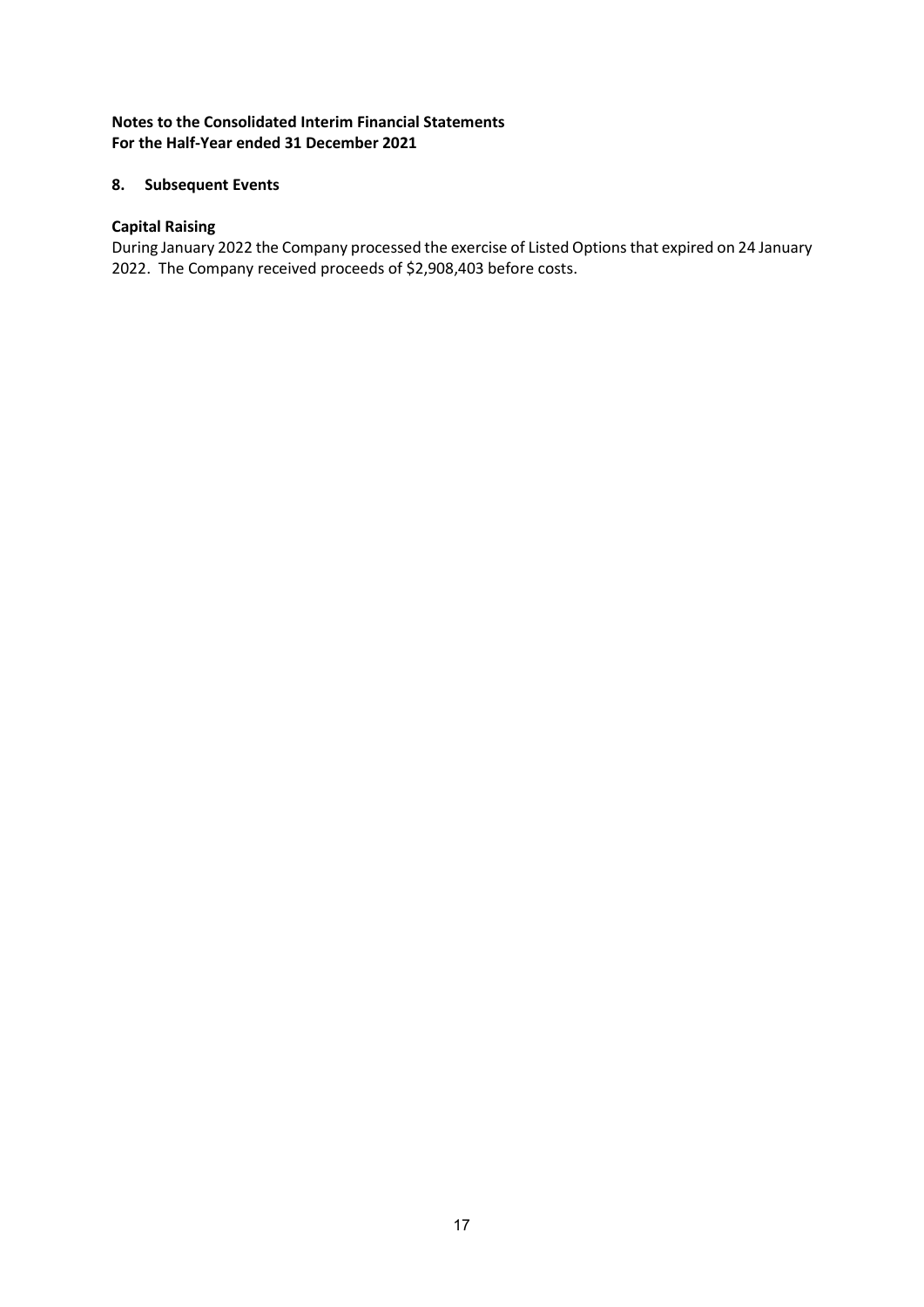**Notes to the Consolidated Interim Financial Statements**
**For the Half-Year ended 31 December 2021**

## 8. Subsequent Events

**Capital Raising**

During January 2022 the Company processed the exercise of Listed Options that expired on 24 January 2022. The Company received proceeds of $2,908,403 before costs.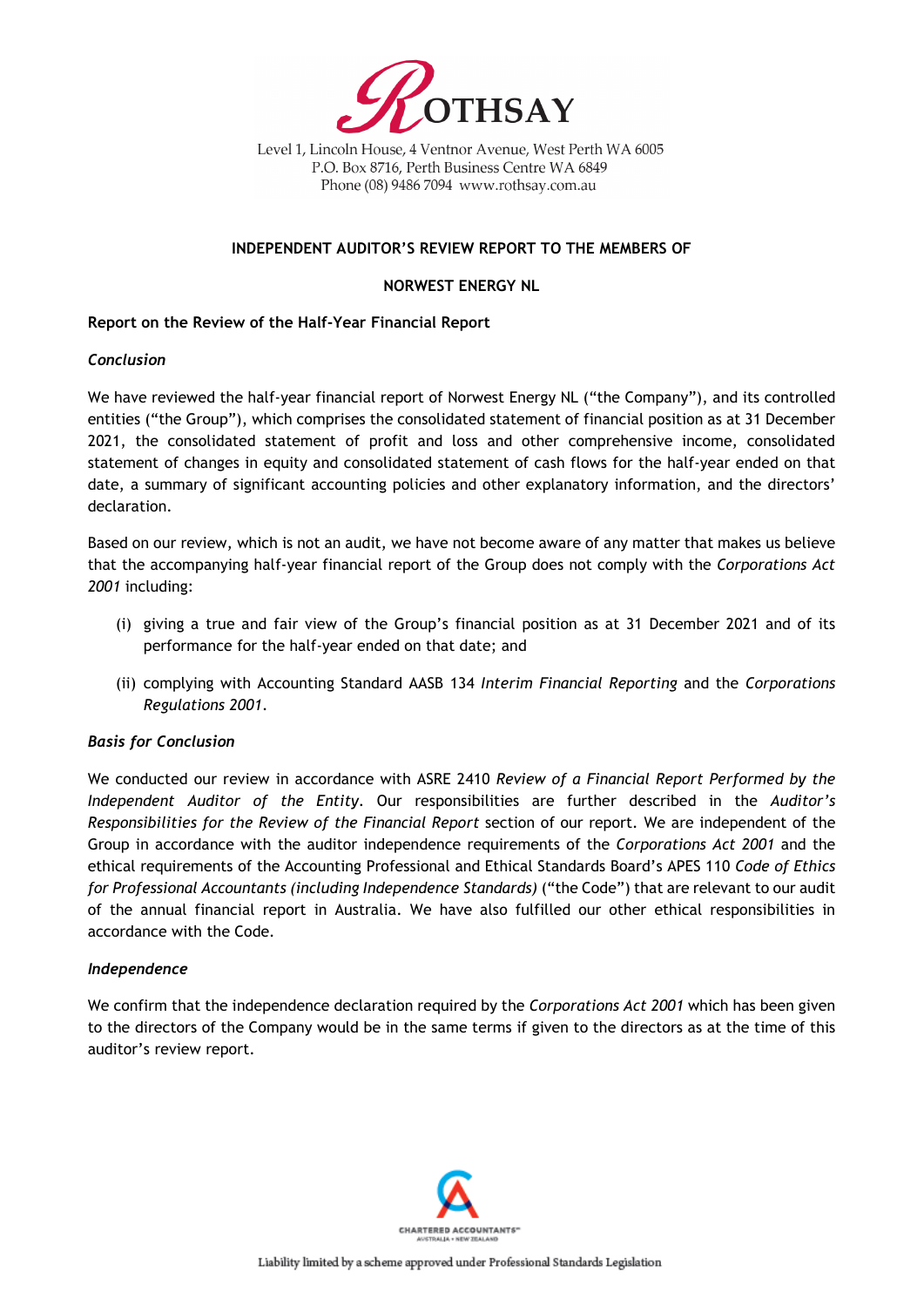ROTHSAY

Level 1, Lincoln House, 4 Ventnor Avenue, West Perth WA 6005
P.O. Box 8716, Perth Business Centre WA 6849
Phone (08) 9486 7094 www.rothsay.com.au

**INDEPENDENT AUDITOR'S REVIEW REPORT TO THE MEMBERS OF**

**NORWEST ENERGY NL**

**Report on the Review of the Half-Year Financial Report**

***Conclusion***

We have reviewed the half-year financial report of Norwest Energy NL ("the Company"), and its controlled entities ("the Group"), which comprises the consolidated statement of financial position as at 31 December 2021, the consolidated statement of profit and loss and other comprehensive income, consolidated statement of changes in equity and consolidated statement of cash flows for the half-year ended on that date, a summary of significant accounting policies and other explanatory information, and the directors' declaration.

Based on our review, which is not an audit, we have not become aware of any matter that makes us believe that the accompanying half-year financial report of the Group does not comply with the *Corporations Act 2001* including:

(i) giving a true and fair view of the Group's financial position as at 31 December 2021 and of its performance for the half-year ended on that date; and

(ii) complying with Accounting Standard AASB 134 *Interim Financial Reporting* and the *Corporations Regulations 2001*.

***Basis for Conclusion***

We conducted our review in accordance with ASRE 2410 *Review of a Financial Report Performed by the Independent Auditor of the Entity*. Our responsibilities are further described in the *Auditor's Responsibilities for the Review of the Financial Report* section of our report. We are independent of the Group in accordance with the auditor independence requirements of the *Corporations Act 2001* and the ethical requirements of the Accounting Professional and Ethical Standards Board's APES 110 *Code of Ethics for Professional Accountants (including Independence Standards)* ("the Code") that are relevant to our audit of the annual financial report in Australia. We have also fulfilled our other ethical responsibilities in accordance with the Code.

***Independence***

We confirm that the independence declaration required by the *Corporations Act 2001* which has been given to the directors of the Company would be in the same terms if given to the directors as at the time of this auditor's review report.

CHARTERED ACCOUNTANTS AUSTRALIA + NEW ZEALAND

Liability limited by a scheme approved under Professional Standards Legislation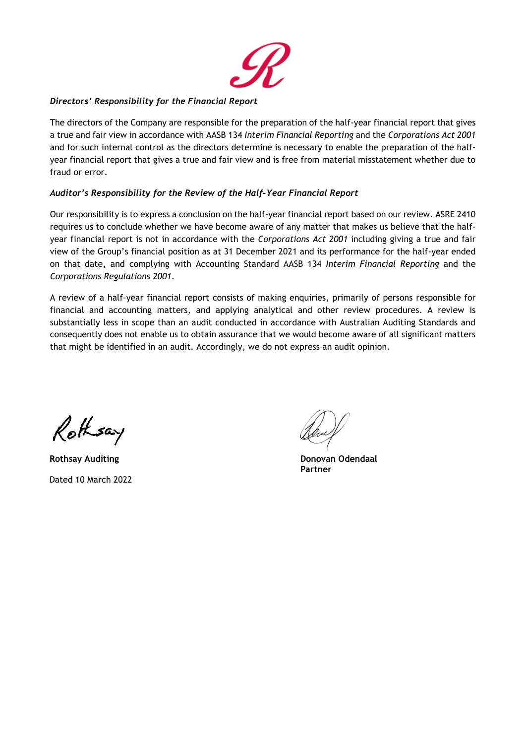*Directors' Responsibility for the Financial Report*

The directors of the Company are responsible for the preparation of the half-year financial report that gives a true and fair view in accordance with AASB 134 *Interim Financial Reporting* and the *Corporations Act 2001* and for such internal control as the directors determine is necessary to enable the preparation of the half-year financial report that gives a true and fair view and is free from material misstatement whether due to fraud or error.

*Auditor's Responsibility for the Review of the Half-Year Financial Report*

Our responsibility is to express a conclusion on the half-year financial report based on our review. ASRE 2410 requires us to conclude whether we have become aware of any matter that makes us believe that the half-year financial report is not in accordance with the *Corporations Act 2001* including giving a true and fair view of the Group's financial position as at 31 December 2021 and its performance for the half-year ended on that date, and complying with Accounting Standard AASB 134 *Interim Financial Reporting* and the *Corporations Regulations 2001*.

A review of a half-year financial report consists of making enquiries, primarily of persons responsible for financial and accounting matters, and applying analytical and other review procedures. A review is substantially less in scope than an audit conducted in accordance with Australian Auditing Standards and consequently does not enable us to obtain assurance that we would become aware of all significant matters that might be identified in an audit. Accordingly, we do not express an audit opinion.

Rothsay

**Rothsay Auditing**

Dated 10 March 2022

**Donovan Odendaal**
**Partner**